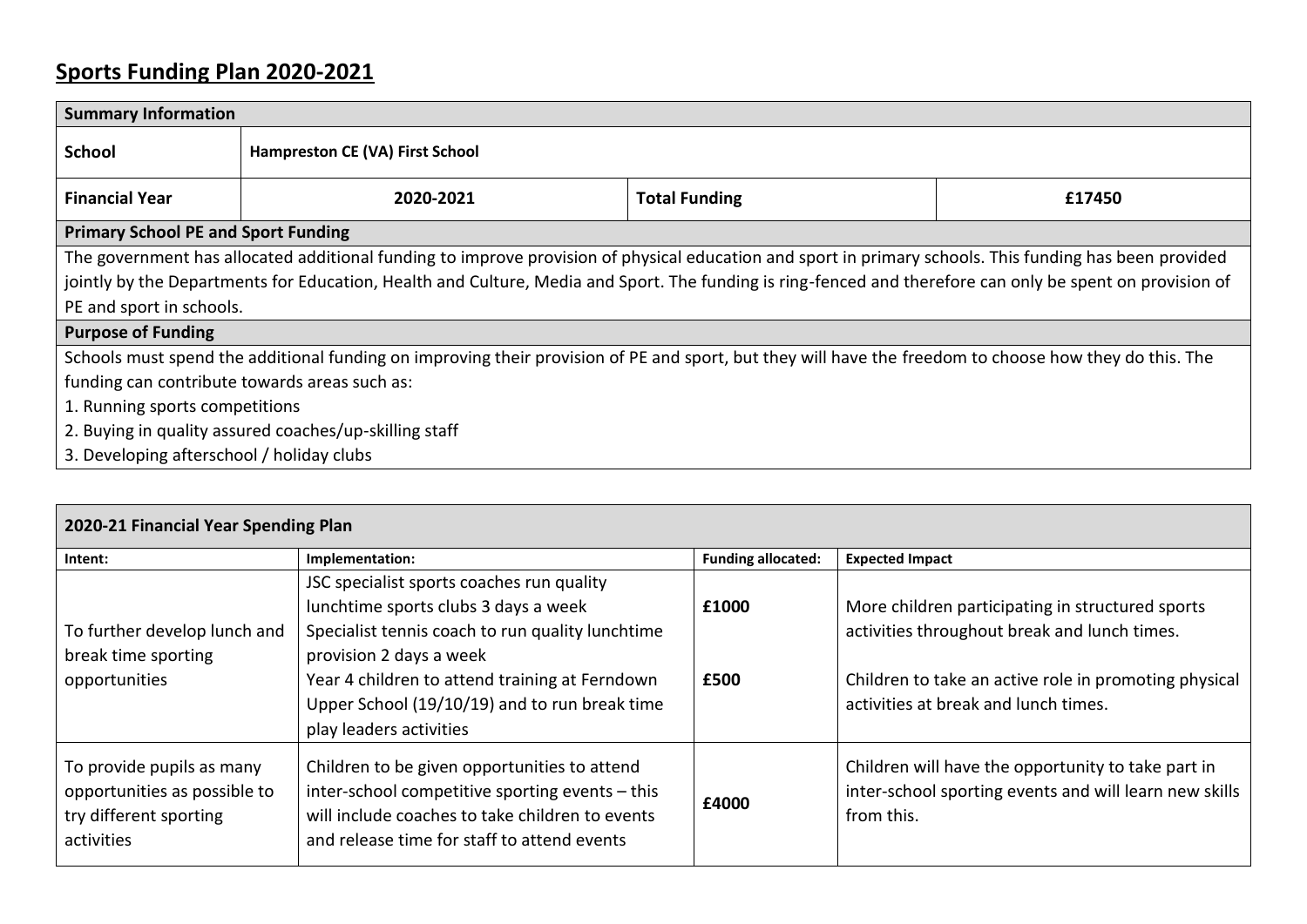# Sports Funding Plan 2020-2021

| Summary Information | | | |
|---|---|---|---|
| **School** | **Hampreston CE (VA) First School** | | |
| **Financial Year** | **2020-2021** | **Total Funding** | **£17450** |

**Primary School PE and Sport Funding**

The government has allocated additional funding to improve provision of physical education and sport in primary schools. This funding has been provided jointly by the Departments for Education, Health and Culture, Media and Sport. The funding is ring-fenced and therefore can only be spent on provision of PE and sport in schools.

**Purpose of Funding**

Schools must spend the additional funding on improving their provision of PE and sport, but they will have the freedom to choose how they do this. The funding can contribute towards areas such as:

1. Running sports competitions
2. Buying in quality assured coaches/up-skilling staff
3. Developing afterschool / holiday clubs

**2020-21 Financial Year Spending Plan**

| Intent: | Implementation: | Funding allocated: | Expected Impact |
|---|---|---|---|
| To further develop lunch and break time sporting opportunities | JSC specialist sports coaches run quality lunchtime sports clubs 3 days a week<br>Specialist tennis coach to run quality lunchtime provision 2 days a week<br>Year 4 children to attend training at Ferndown Upper School (19/10/19) and to run break time play leaders activities | **£1000**<br><br>**£500** | More children participating in structured sports activities throughout break and lunch times.<br><br>Children to take an active role in promoting physical activities at break and lunch times. |
| To provide pupils as many opportunities as possible to try different sporting activities | Children to be given opportunities to attend inter-school competitive sporting events – this will include coaches to take children to events and release time for staff to attend events | **£4000** | Children will have the opportunity to take part in inter-school sporting events and will learn new skills from this. |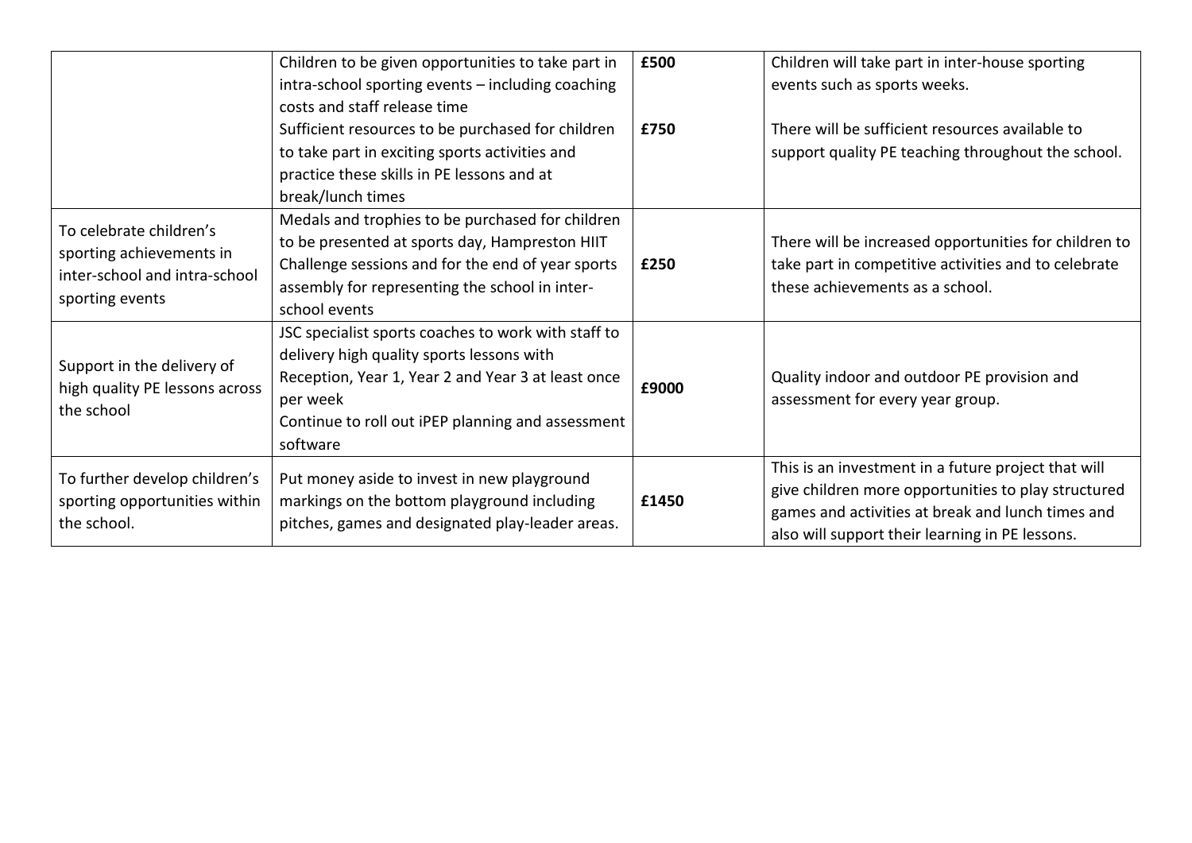| | | | |
|---|---|---|---|
| | Children to be given opportunities to take part in intra-school sporting events – including coaching costs and staff release time<br>Sufficient resources to be purchased for children to take part in exciting sports activities and practice these skills in PE lessons and at break/lunch times | **£500**<br><br><br>**£750** | Children will take part in inter-house sporting events such as sports weeks.<br><br>There will be sufficient resources available to support quality PE teaching throughout the school. |
| To celebrate children's sporting achievements in inter-school and intra-school sporting events | Medals and trophies to be purchased for children to be presented at sports day, Hampreston HIIT Challenge sessions and for the end of year sports assembly for representing the school in inter-school events | **£250** | There will be increased opportunities for children to take part in competitive activities and to celebrate these achievements as a school. |
| Support in the delivery of high quality PE lessons across the school | JSC specialist sports coaches to work with staff to delivery high quality sports lessons with Reception, Year 1, Year 2 and Year 3 at least once per week<br>Continue to roll out iPEP planning and assessment software | **£9000** | Quality indoor and outdoor PE provision and assessment for every year group. |
| To further develop children's sporting opportunities within the school. | Put money aside to invest in new playground markings on the bottom playground including pitches, games and designated play-leader areas. | **£1450** | This is an investment in a future project that will give children more opportunities to play structured games and activities at break and lunch times and also will support their learning in PE lessons. |